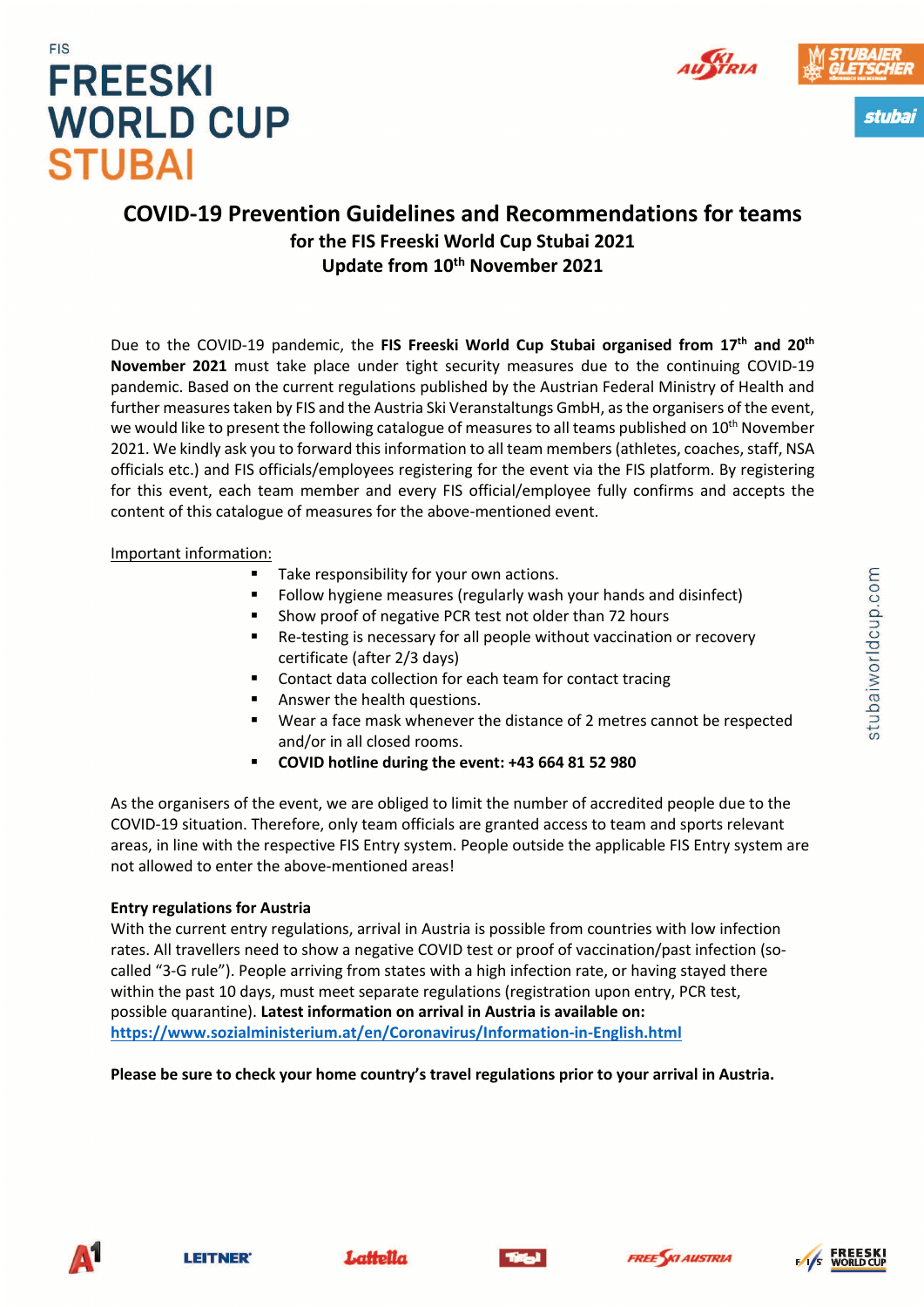FIS

# FREESKI WORLD CUP STUBAI

## COVID-19 Prevention Guidelines and Recommendations for teams

### for the FIS Freeski World Cup Stubai 2021
### Update from 10th November 2021

Due to the COVID-19 pandemic, the **FIS Freeski World Cup Stubai organised from 17th and 20th November 2021** must take place under tight security measures due to the continuing COVID-19 pandemic. Based on the current regulations published by the Austrian Federal Ministry of Health and further measures taken by FIS and the Austria Ski Veranstaltungs GmbH, as the organisers of the event, we would like to present the following catalogue of measures to all teams published on 10th November 2021. We kindly ask you to forward this information to all team members (athletes, coaches, staff, NSA officials etc.) and FIS officials/employees registering for the event via the FIS platform. By registering for this event, each team member and every FIS official/employee fully confirms and accepts the content of this catalogue of measures for the above-mentioned event.

Important information:

- Take responsibility for your own actions.
- Follow hygiene measures (regularly wash your hands and disinfect)
- Show proof of negative PCR test not older than 72 hours
- Re-testing is necessary for all people without vaccination or recovery certificate (after 2/3 days)
- Contact data collection for each team for contact tracing
- Answer the health questions.
- Wear a face mask whenever the distance of 2 metres cannot be respected and/or in all closed rooms.
- **COVID hotline during the event: +43 664 81 52 980**

As the organisers of the event, we are obliged to limit the number of accredited people due to the COVID-19 situation. Therefore, only team officials are granted access to team and sports relevant areas, in line with the respective FIS Entry system. People outside the applicable FIS Entry system are not allowed to enter the above-mentioned areas!

**Entry regulations for Austria**

With the current entry regulations, arrival in Austria is possible from countries with low infection rates. All travellers need to show a negative COVID test or proof of vaccination/past infection (so-called "3-G rule"). People arriving from states with a high infection rate, or having stayed there within the past 10 days, must meet separate regulations (registration upon entry, PCR test, possible quarantine). **Latest information on arrival in Austria is available on:** https://www.sozialministerium.at/en/Coronavirus/Information-in-English.html

**Please be sure to check your home country's travel regulations prior to your arrival in Austria.**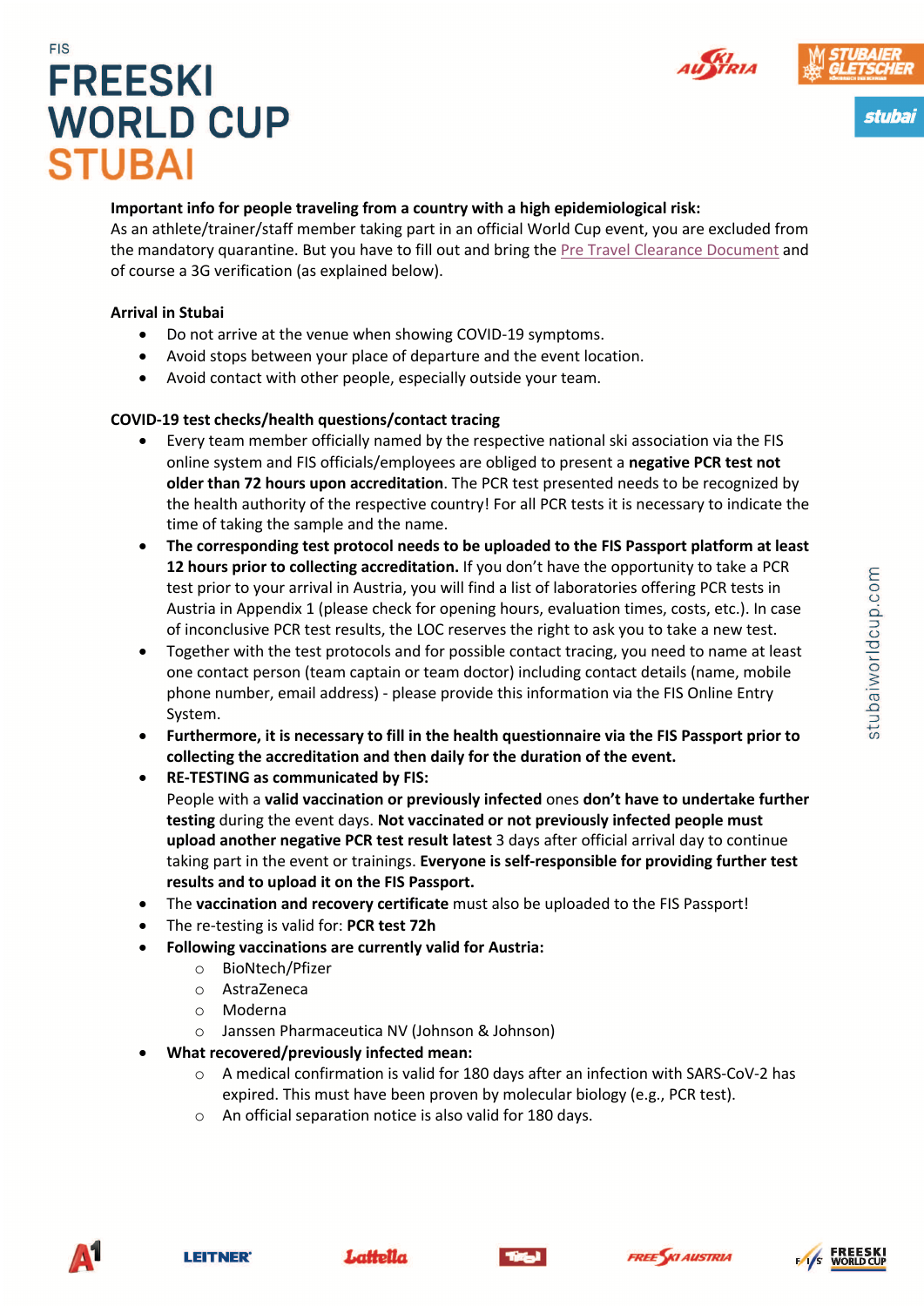FIS

# FREESKI WORLD CUP STUBAI

**Important info for people traveling from a country with a high epidemiological risk:**
As an athlete/trainer/staff member taking part in an official World Cup event, you are excluded from the mandatory quarantine. But you have to fill out and bring the Pre Travel Clearance Document and of course a 3G verification (as explained below).

**Arrival in Stubai**

- Do not arrive at the venue when showing COVID-19 symptoms.
- Avoid stops between your place of departure and the event location.
- Avoid contact with other people, especially outside your team.

**COVID-19 test checks/health questions/contact tracing**

- Every team member officially named by the respective national ski association via the FIS online system and FIS officials/employees are obliged to present a **negative PCR test not older than 72 hours upon accreditation**. The PCR test presented needs to be recognized by the health authority of the respective country! For all PCR tests it is necessary to indicate the time of taking the sample and the name.
- **The corresponding test protocol needs to be uploaded to the FIS Passport platform at least 12 hours prior to collecting accreditation.** If you don't have the opportunity to take a PCR test prior to your arrival in Austria, you will find a list of laboratories offering PCR tests in Austria in Appendix 1 (please check for opening hours, evaluation times, costs, etc.). In case of inconclusive PCR test results, the LOC reserves the right to ask you to take a new test.
- Together with the test protocols and for possible contact tracing, you need to name at least one contact person (team captain or team doctor) including contact details (name, mobile phone number, email address) - please provide this information via the FIS Online Entry System.
- **Furthermore, it is necessary to fill in the health questionnaire via the FIS Passport prior to collecting the accreditation and then daily for the duration of the event.**
- **RE-TESTING as communicated by FIS:**
  People with a **valid vaccination or previously infected** ones **don't have to undertake further testing** during the event days. **Not vaccinated or not previously infected people must upload another negative PCR test result latest** 3 days after official arrival day to continue taking part in the event or trainings. **Everyone is self-responsible for providing further test results and to upload it on the FIS Passport.**
- The **vaccination and recovery certificate** must also be uploaded to the FIS Passport!
- The re-testing is valid for: **PCR test 72h**
- **Following vaccinations are currently valid for Austria:**
  - BioNtech/Pfizer
  - AstraZeneca
  - Moderna
  - Janssen Pharmaceutica NV (Johnson & Johnson)
- **What recovered/previously infected mean:**
  - A medical confirmation is valid for 180 days after an infection with SARS-CoV-2 has expired. This must have been proven by molecular biology (e.g., PCR test).
  - An official separation notice is also valid for 180 days.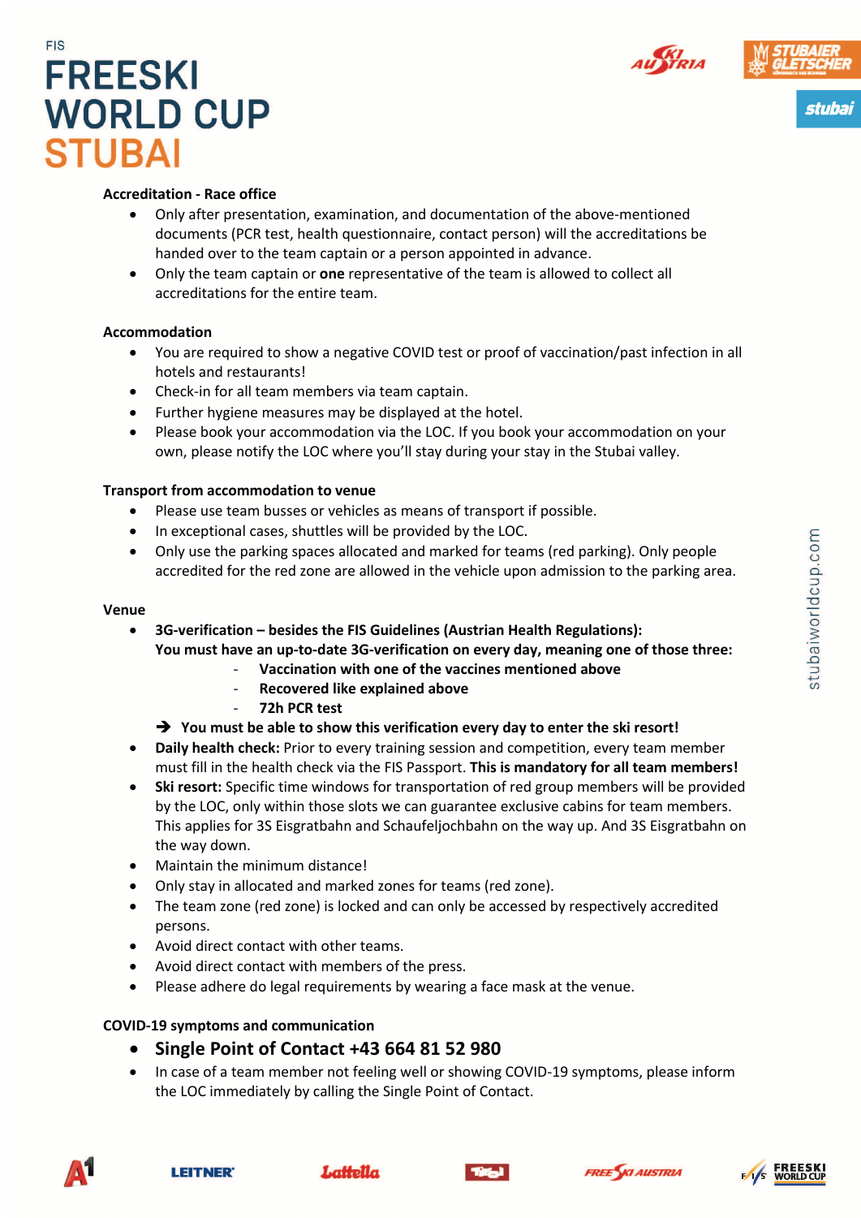## Accreditation - Race office

- Only after presentation, examination, and documentation of the above-mentioned documents (PCR test, health questionnaire, contact person) will the accreditations be handed over to the team captain or a person appointed in advance.
- Only the team captain or **one** representative of the team is allowed to collect all accreditations for the entire team.

## Accommodation

- You are required to show a negative COVID test or proof of vaccination/past infection in all hotels and restaurants!
- Check-in for all team members via team captain.
- Further hygiene measures may be displayed at the hotel.
- Please book your accommodation via the LOC. If you book your accommodation on your own, please notify the LOC where you'll stay during your stay in the Stubai valley.

## Transport from accommodation to venue

- Please use team busses or vehicles as means of transport if possible.
- In exceptional cases, shuttles will be provided by the LOC.
- Only use the parking spaces allocated and marked for teams (red parking). Only people accredited for the red zone are allowed in the vehicle upon admission to the parking area.

## Venue

- **3G-verification – besides the FIS Guidelines (Austrian Health Regulations):**
  **You must have an up-to-date 3G-verification on every day, meaning one of those three:**
  - **Vaccination with one of the vaccines mentioned above**
  - **Recovered like explained above**
  - **72h PCR test**

  ➔ **You must be able to show this verification every day to enter the ski resort!**
- **Daily health check:** Prior to every training session and competition, every team member must fill in the health check via the FIS Passport. **This is mandatory for all team members!**
- **Ski resort:** Specific time windows for transportation of red group members will be provided by the LOC, only within those slots we can guarantee exclusive cabins for team members. This applies for 3S Eisgratbahn and Schaufeljochbahn on the way up. And 3S Eisgratbahn on the way down.
- Maintain the minimum distance!
- Only stay in allocated and marked zones for teams (red zone).
- The team zone (red zone) is locked and can only be accessed by respectively accredited persons.
- Avoid direct contact with other teams.
- Avoid direct contact with members of the press.
- Please adhere do legal requirements by wearing a face mask at the venue.

## COVID-19 symptoms and communication

- **Single Point of Contact +43 664 81 52 980**
- In case of a team member not feeling well or showing COVID-19 symptoms, please inform the LOC immediately by calling the Single Point of Contact.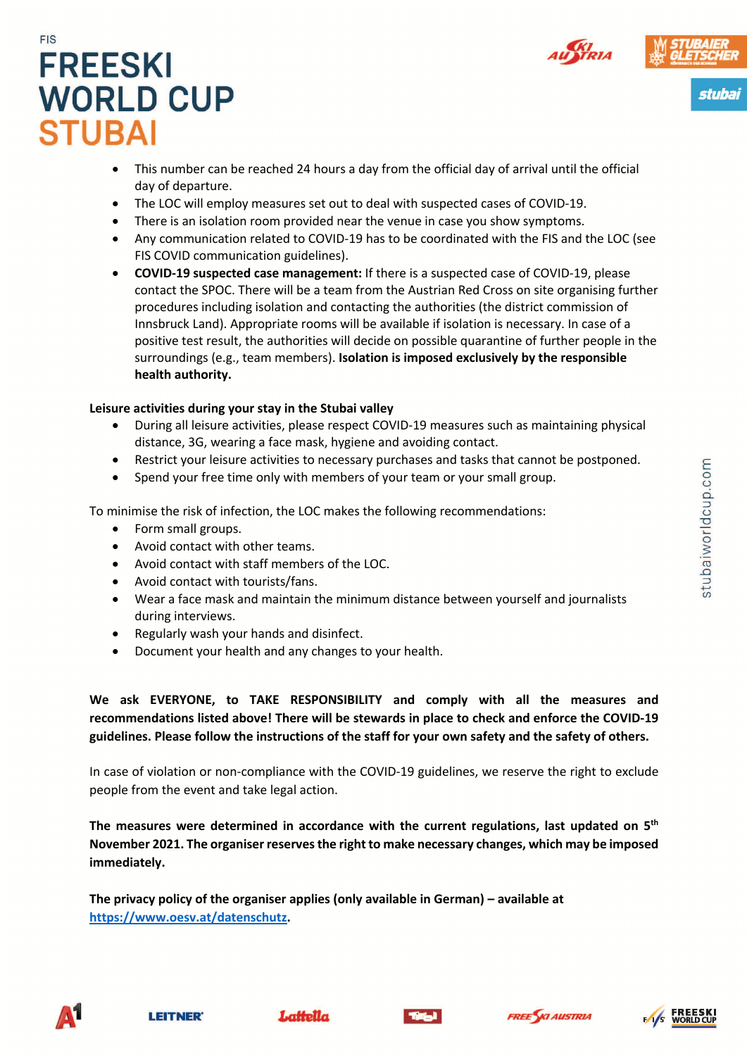- This number can be reached 24 hours a day from the official day of arrival until the official day of departure.
- The LOC will employ measures set out to deal with suspected cases of COVID-19.
- There is an isolation room provided near the venue in case you show symptoms.
- Any communication related to COVID-19 has to be coordinated with the FIS and the LOC (see FIS COVID communication guidelines).
- **COVID-19 suspected case management:** If there is a suspected case of COVID-19, please contact the SPOC. There will be a team from the Austrian Red Cross on site organising further procedures including isolation and contacting the authorities (the district commission of Innsbruck Land). Appropriate rooms will be available if isolation is necessary. In case of a positive test result, the authorities will decide on possible quarantine of further people in the surroundings (e.g., team members). **Isolation is imposed exclusively by the responsible health authority.**

**Leisure activities during your stay in the Stubai valley**

- During all leisure activities, please respect COVID-19 measures such as maintaining physical distance, 3G, wearing a face mask, hygiene and avoiding contact.
- Restrict your leisure activities to necessary purchases and tasks that cannot be postponed.
- Spend your free time only with members of your team or your small group.

To minimise the risk of infection, the LOC makes the following recommendations:

- Form small groups.
- Avoid contact with other teams.
- Avoid contact with staff members of the LOC.
- Avoid contact with tourists/fans.
- Wear a face mask and maintain the minimum distance between yourself and journalists during interviews.
- Regularly wash your hands and disinfect.
- Document your health and any changes to your health.

**We ask EVERYONE, to TAKE RESPONSIBILITY and comply with all the measures and recommendations listed above! There will be stewards in place to check and enforce the COVID-19 guidelines. Please follow the instructions of the staff for your own safety and the safety of others.**

In case of violation or non-compliance with the COVID-19 guidelines, we reserve the right to exclude people from the event and take legal action.

**The measures were determined in accordance with the current regulations, last updated on 5th November 2021. The organiser reserves the right to make necessary changes, which may be imposed immediately.**

**The privacy policy of the organiser applies (only available in German) – available at [https://www.oesv.at/datenschutz](https://www.oesv.at/datenschutz).**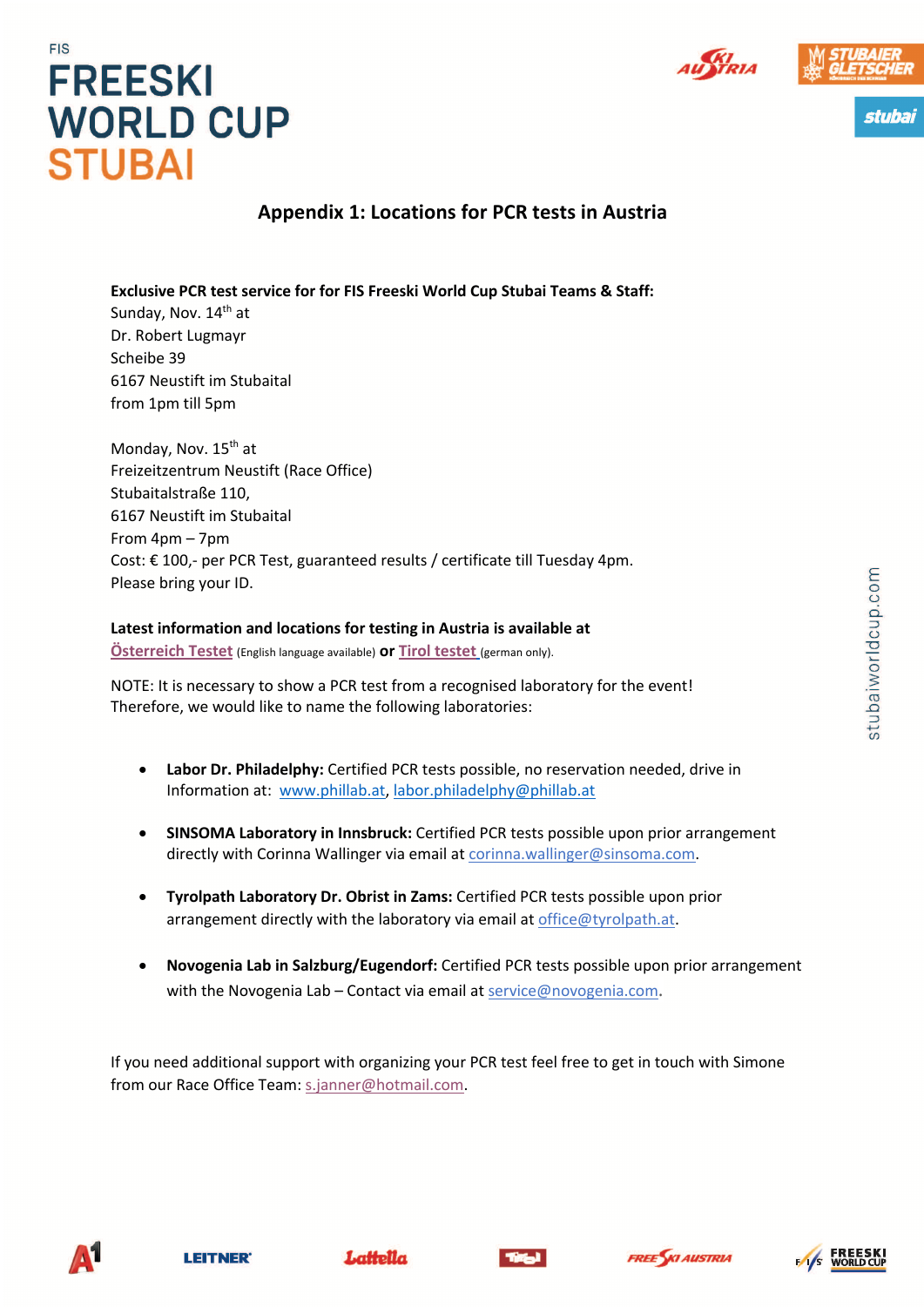# FIS FREESKI WORLD CUP STUBAI

## Appendix 1: Locations for PCR tests in Austria

**Exclusive PCR test service for for FIS Freeski World Cup Stubai Teams & Staff:**
Sunday, Nov. 14th at
Dr. Robert Lugmayr
Scheibe 39
6167 Neustift im Stubaital
from 1pm till 5pm

Monday, Nov. 15th at
Freizeitzentrum Neustift (Race Office)
Stubaitalstraße 110,
6167 Neustift im Stubaital
From 4pm – 7pm
Cost: € 100,- per PCR Test, guaranteed results / certificate till Tuesday 4pm.
Please bring your ID.

**Latest information and locations for testing in Austria is available at**
Österreich Testet (English language available) **or** Tirol testet (german only).

NOTE: It is necessary to show a PCR test from a recognised laboratory for the event!
Therefore, we would like to name the following laboratories:

- **Labor Dr. Philadelphy:** Certified PCR tests possible, no reservation needed, drive in Information at: www.phillab.at, labor.philadelphy@phillab.at
- **SINSOMA Laboratory in Innsbruck:** Certified PCR tests possible upon prior arrangement directly with Corinna Wallinger via email at corinna.wallinger@sinsoma.com.
- **Tyrolpath Laboratory Dr. Obrist in Zams:** Certified PCR tests possible upon prior arrangement directly with the laboratory via email at office@tyrolpath.at.
- **Novogenia Lab in Salzburg/Eugendorf:** Certified PCR tests possible upon prior arrangement with the Novogenia Lab – Contact via email at service@novogenia.com.

If you need additional support with organizing your PCR test feel free to get in touch with Simone from our Race Office Team: s.janner@hotmail.com.